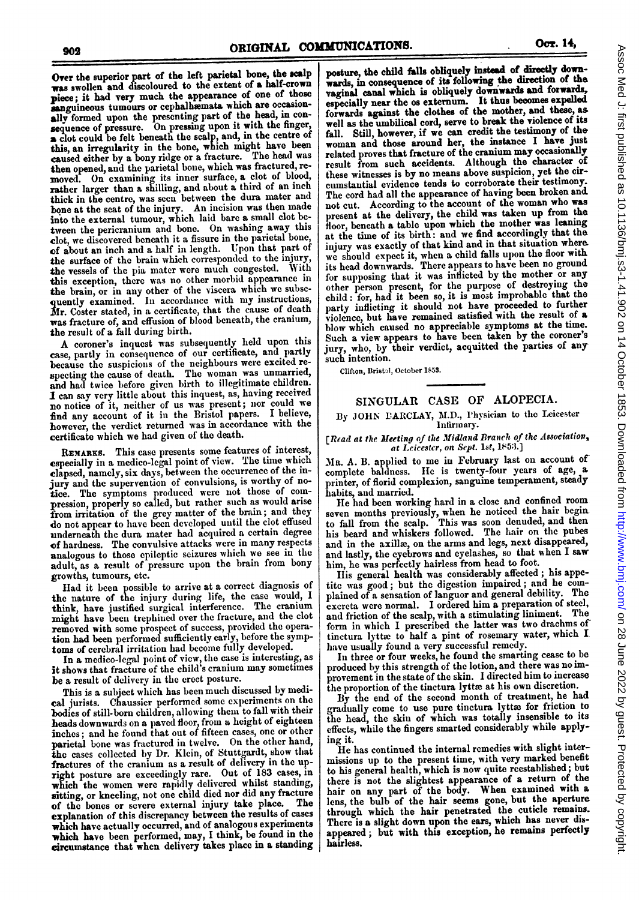Over the superior part of the left parietal bone, the scalp was swollen and discoloured to the extent of a half-crown piece; it had very much the appearance of one of those sanguineous tumours or cephalhæmata which are occasionally formed upon the presenting part of the head, in consequence of pressure. On pressing upon it with the finger, a clot could be felt beneath the scalp, and, in the centre of this, an irregularity in the bone, which might have been caused either by a bony ridge or a fracture. The head was then opened, and the parietal bone, which was fractured, removed. On examining its inner surface, a clot of blood, rather larger than a shilling, and about a third of an inch thick in the centre, was seen between the dura mater and bone at the seat of the injury. An incision was then made into the external tumour, which laid bare a small clot between the pericranium and bone. On washing away this clot, we discovered beneath it a fissure in the parietal bone, of about an inch and a half in length. Upon that part of the surface of the brain which corresponded to the injury, the vessels of the pia mater were much congested. With this exception, there was no other morbid appearance in the brain, or in any other of the viscera which we subsequently examined. In accordance with my instructions, Mr. Coster stated, in a certificate, that the cause of death was fracture of, and effusion of blood beneath, the cranium, the result of a fall during birth.

A coroner's inquest was subsequently held upon this case, partly in consequence of our certificate, and partly because the suspicions of the neighbours were excited respecting the cause of death. The woman was unmarried, and had twice before given birth to illegitimate children. I can say very little about this inquest, as, having received no notice of it, neither of us was present; nor could we find any account of it in the Bristol papers. I believe, however, the verdict returned was in accordance with the certificate which we had given of the death.

REMARKS. This case presents some features of interest, especially in a medico-legal point of view. The time which elapsed, namely, six days, between the occurrence of the injury and the supervention of convulsions, is worthy of notice. The symptoms produced were not those of compression, properly so called, but rather such as would arise from irritation of the grey matter of the brain; and they do not appear to have been developed until the clot effused underneath the dura mater had acquired a certain degree of hardness. The convulsive attacks were in many respects analogous to those epileptic seizures which we see in the adult, as a result of pressure upon the brain from bony growths, tumours, etc.

Had it been possible to arrive at a correct diagnosis of the nature of the injury during life, the case would, I think, have justified surgical interference. The cranium might have been trephined over the fracture, and the clot removed with some prospect of success, provided the operation had been performed sufficiently early, before the symptoms of cerebral irritation had become fully developed.

In a medico-legal point of view, the case is interesting, as it shows that fracture of the child's cranium may sometimes be a result of delivery in the erect posture.

This is a subject which has been much discussed by medical jurists. Chaussier performed some experiments on the bodies of still-born children, allowing them to fall with their heads downwards on a paved floor, from a height of eighteen inches; and he found that out of fifteen cases, one or other parietal bone was fractured in twelve. On the other hand, the cases collected by Dr. Klein, of Stuttgardt, show that fractures of the cranium as a result of delivery in the upright posture are exceedingly rare. Out of 183 cases, in which the women were rapidly delivered whilst standing, sitting, or kneeling, not one child died nor did any fracture of the bones or severe external injury take place. The explanation of this discrepancy between the results of cases which have actually occurred, and of analogous experiments which have been performed, may, I think, be found in the circumstance that when delivery takes place in a standing posture, the child falls obliquely instead of directly downwards, in consequence of its following the direction of the vaginal canal which is obliquely downwards and forwards, especially near the os externum. It thus becomes expelled forwards against the clothes of the mother, and these, as well as the umbilical cord, serve to break the violence of its fall. Still, however, if we can credit the testimony of the woman and those around her, the instance I have just related proves that fracture of the cranium may occasionally result from such accidents. Although the character of these witnesses is by no means above suspicion, yet the circumstantial evidence tends to corroborate their testimony. The cord had all the appearance of having been broken and not cut. According to the account of the woman who was present at the delivery, the child was taken up from the floor, beneath a table upon which the mother was leaning at the time of its birth: and we find accordingly that the injury was exactly of that kind and in that situation where we should expect it, when a child falls upon the floor with its head downwards. There appears to have been no ground for supposing that it was inflicted by the mother or any other person present, for the purpose of destroying the child: for, had it been so, it is most improbable that the party inflicting it should not have proceeded to further violence, but have remained satisfied with the result of a blow which caused no appreciable symptoms at the time. Such a view appears to have been taken by the coroner's jury, who, by their verdict, acquitted the parties of any such intention.

Clifton, Bristol, October 1853.

## SINGULAR CASE OF ALOPECIA.

By JOHN BARCLAY, M.D., Physician to the Leicester Infirmary.

*[Read at the Meeting of the Midland Branch of the Association, at Leicester, on Sept. 1st, 1853.]*

MR. A. B. applied to me in February last on account of complete baldness. He is twenty-four years of age, a printer, of florid complexion, sanguine temperament, steady habits, and married.

He had been working hard in a close and confined room seven months previously, when he noticed the hair begin to fall from the scalp. This was soon denuded, and then his beard and whiskers followed. The hair on the pubes and in the axillæ, on the arms and legs, next disappeared, and lastly, the eyebrows and eyelashes, so that when I saw him, he was perfectly hairless from head to foot.

His general health was considerably affected; his appetite was good; but the digestion impaired; and he complained of a sensation of languor and general debility. The excreta were normal. I ordered him a preparation of steel, and friction of the scalp, with a stimulating liniment. The form in which I prescribed the latter was two drachms of tinctura lyttæ to half a pint of rosemary water, which I have usually found a very successful remedy.

In three or four weeks, he found the smarting cease to be produced by this strength of the lotion, and there was no improvement in the state of the skin. I directed him to increase the proportion of the tinctura lyttæ at his own discretion.

By the end of the second month of treatment, he had gradually come to use pure tinctura lyttæ for friction to the head, the skin of which was totally insensible to its effects, while the fingers smarted considerably while applying it.

He has continued the internal remedies with slight intermissions up to the present time, with very marked benefit to his general health, which is now quite reestablished; but there is not the slightest appearance of a return of the hair on any part of the body. When examined with a lens, the bulb of the hair seems gone, but the aperture through which the hair penetrated the cuticle remains. There is a slight down upon the ears, which has never disappeared; but with this exception, he remains perfectly hairless.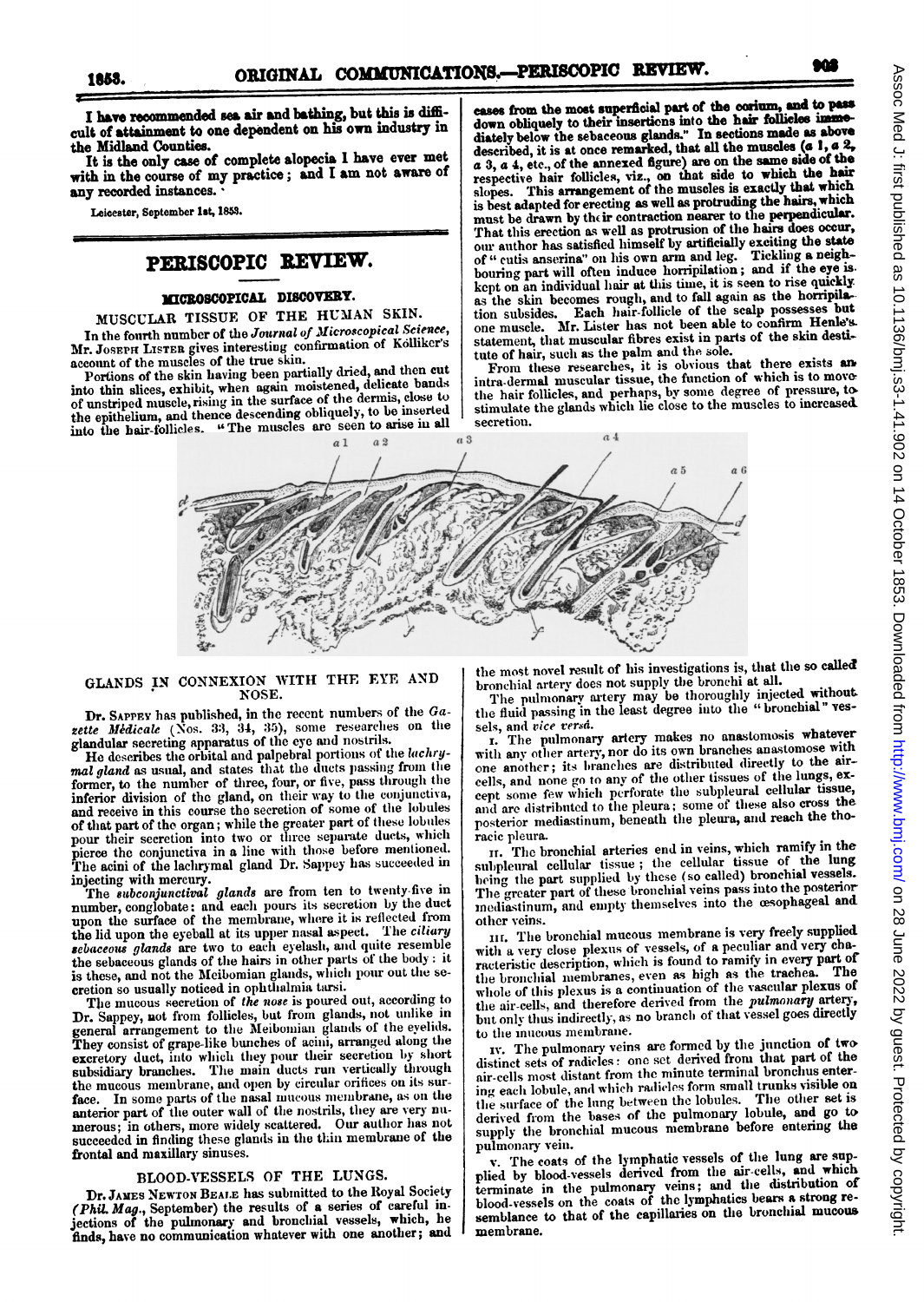I have recommended sea air and bathing, but this is difficult of attainment to one dependent on his own industry in the Midland Counties.

It is the only case of complete alopecia I have ever met with in the course of my practice; and I am not aware of any recorded instances.

Leicester, September 1st, 1853.

# PERISCOPIC REVIEW.

## MICROSCOPICAL DISCOVERY.

### MUSCULAR TISSUE OF THE HUMAN SKIN.

In the fourth number of the *Journal of Microscopical Science*, Mr. Joseph Lister gives interesting confirmation of Kölliker's account of the muscles of the true skin.

Portions of the skin having been partially dried, and then cut into thin slices, exhibit, when again moistened, delicate bands of unstriped muscle, rising in the surface of the dermis, close to the epithelium, and thence descending obliquely, to be inserted into the hair-follicles. "The muscles are seen to arise in all cases from the most superficial part of the corium, and to pass down obliquely to their insertions into the hair follicles immediately below the sebaceous glands." In sections made as above described, it is at once remarked, that all the muscles (*a* 1, *a* 2, *a* 3, *a* 4, etc., of the annexed figure) are on the same side of the respective hair follicles, viz., on that side to which the hair slopes. This arrangement of the muscles is exactly that which is best adapted for erecting as well as protruding the hairs, which must be drawn by their contraction nearer to the perpendicular. That this erection as well as protrusion of the hairs does occur, our author has satisfied himself by artificially exciting the state of "cutis anserina" on his own arm and leg. Tickling a neighbouring part will often induce horripilation; and if the eye is kept on an individual hair at this time, it is seen to rise quickly as the skin becomes rough, and to fall again as the horripilation subsides. Each hair-follicle of the scalp possesses but one muscle. Mr. Lister has not been able to confirm Henle's statement, that muscular fibres exist in parts of the skin destitute of hair, such as the palm and the sole.

From these researches, it is obvious that there exists an intra-dermal muscular tissue, the function of which is to move the hair follicles, and perhaps, by some degree of pressure, to stimulate the glands which lie close to the muscles to increased secretion.

a 1 a 2 a 3 a 4 a 5 a 6

### GLANDS IN CONNEXION WITH THE EYE AND NOSE.

Dr. Sappey has published, in the recent numbers of the *Gazette Médicale* (Nos. 33, 34, 35), some researches on the glandular secreting apparatus of the eye and nostrils.

He describes the orbital and palpebral portions of the *lachrymal gland* as usual, and states that the ducts passing from the former, to the number of three, four, or five, pass through the inferior division of the gland, on their way to the conjunctiva, and receive in this course the secretion of some of the lobules of that part of the organ; while the greater part of these lobules pour their secretion into two or three separate ducts, which pierce the conjunctiva in a line with those before mentioned. The acini of the lachrymal gland Dr. Sappey has succeeded in injecting with mercury.

The *subconjunctival glands* are from ten to twenty-five in number, conglobate; and each pours its secretion by the duct upon the surface of the membrane, where it is reflected from the lid upon the eyeball at its upper nasal aspect. The *ciliary sebaceous glands* are two to each eyelash, and quite resemble the sebaceous glands of the hairs in other parts of the body: it is these, and not the Meibomian glands, which pour out the secretion so usually noticed in ophthalmia tarsi.

The mucous secretion of *the nose* is poured out, according to Dr. Sappey, not from follicles, but from glands, not unlike in general arrangement to the Meibomian glands of the eyelids. They consist of grape-like bunches of acini, arranged along the excretory duct, into which they pour their secretion by short subsidiary branches. The main ducts run vertically through the mucous membrane, and open by circular orifices on its surface. In some parts of the nasal mucous membrane, as on the anterior part of the outer wall of the nostrils, they are very numerous; in others, more widely scattered. Our author has not succeeded in finding these glands in the thin membrane of the frontal and maxillary sinuses.

### BLOOD-VESSELS OF THE LUNGS.

Dr. James Newton Beale has submitted to the Royal Society (*Phil. Mag.*, September) the results of a series of careful injections of the pulmonary and bronchial vessels, which, he finds, have no communication whatever with one another; and the most novel result of his investigations is, that the so called bronchial artery does not supply the bronchi at all.

The pulmonary artery may be thoroughly injected without the fluid passing in the least degree into the "bronchial" vessels, and *vice versâ*.

I. The pulmonary artery makes no anastomosis whatever with any other artery, nor do its own branches anastomose with one another; its branches are distributed directly to the air-cells, and none go to any of the other tissues of the lungs, except some few which perforate the subpleural cellular tissue, and are distributed to the pleura; some of these also cross the posterior mediastinum, beneath the pleura, and reach the thoracic pleura.

II. The bronchial arteries end in veins, which ramify in the subpleural cellular tissue; the cellular tissue of the lung being the part supplied by these (so called) bronchial vessels. The greater part of these bronchial veins pass into the posterior mediastinum, and empty themselves into the œsophageal and other veins.

III. The bronchial mucous membrane is very freely supplied with a very close plexus of vessels, of a peculiar and very characteristic description, which is found to ramify in every part of the bronchial membranes, even as high as the trachea. The whole of this plexus is a continuation of the vascular plexus of the air-cells, and therefore derived from the *pulmonary* artery, but only thus indirectly, as no branch of that vessel goes directly to the mucous membrane.

IV. The pulmonary veins are formed by the junction of two distinct sets of radicles: one set derived from that part of the air-cells most distant from the minute terminal bronchus entering each lobule, and which radicles form small trunks visible on the surface of the lung between the lobules. The other set is derived from the bases of the pulmonary lobule, and go to supply the bronchial mucous membrane before entering the pulmonary vein.

V. The coats of the lymphatic vessels of the lung are supplied by blood-vessels derived from the air-cells, and which terminate in the pulmonary veins; and the distribution of blood-vessels on the coats of the lymphatics bears a strong resemblance to that of the capillaries on the bronchial mucous membrane.